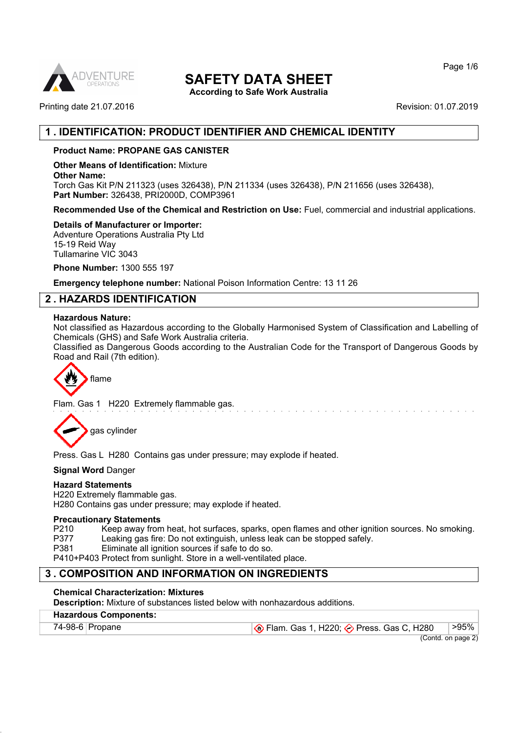# SAFETY DATA SHEET

According to Safe Work Australia

Printing date 21.07.2016 Revision: 01.07.2019

## 1 . IDENTIFICATION: PRODUCT IDENTIFIER AND CHEMICAL IDENTITY

**Product Name: PROPANE GAS CANISTER**

**Other Means of Identification:** Mixture
**Other Name:**
Torch Gas Kit P/N 211323 (uses 326438), P/N 211334 (uses 326438), P/N 211656 (uses 326438),
**Part Number:** 326438, PRI2000D, COMP3961

**Recommended Use of the Chemical and Restriction on Use:** Fuel, commercial and industrial applications.

**Details of Manufacturer or Importer:**
Adventure Operations Australia Pty Ltd
15-19 Reid Way
Tullamarine VIC 3043

**Phone Number:** 1300 555 197

**Emergency telephone number:** National Poison Information Centre: 13 11 26

## 2 . HAZARDS IDENTIFICATION

**Hazardous Nature:**
Not classified as Hazardous according to the Globally Harmonised System of Classification and Labelling of Chemicals (GHS) and Safe Work Australia criteria.
Classified as Dangerous Goods according to the Australian Code for the Transport of Dangerous Goods by Road and Rail (7th edition).

flame

Flam. Gas 1 H220 Extremely flammable gas.

gas cylinder

Press. Gas L H280 Contains gas under pressure; may explode if heated.

**Signal Word** Danger

**Hazard Statements**
H220 Extremely flammable gas.
H280 Contains gas under pressure; may explode if heated.

**Precautionary Statements**

| | |
|---|---|
| P210 | Keep away from heat, hot surfaces, sparks, open flames and other ignition sources. No smoking. |
| P377 | Leaking gas fire: Do not extinguish, unless leak can be stopped safely. |
| P381 | Eliminate all ignition sources if safe to do so. |
| P410+P403 | Protect from sunlight. Store in a well-ventilated place. |

## 3 . COMPOSITION AND INFORMATION ON INGREDIENTS

**Chemical Characterization: Mixtures**
**Description:** Mixture of substances listed below with nonhazardous additions.

| **Hazardous Components:** | | | |
|---|---|---|---|
| 74-98-6 | Propane | Flam. Gas 1, H220; Press. Gas C, H280 | >95% |

(Contd. on page 2)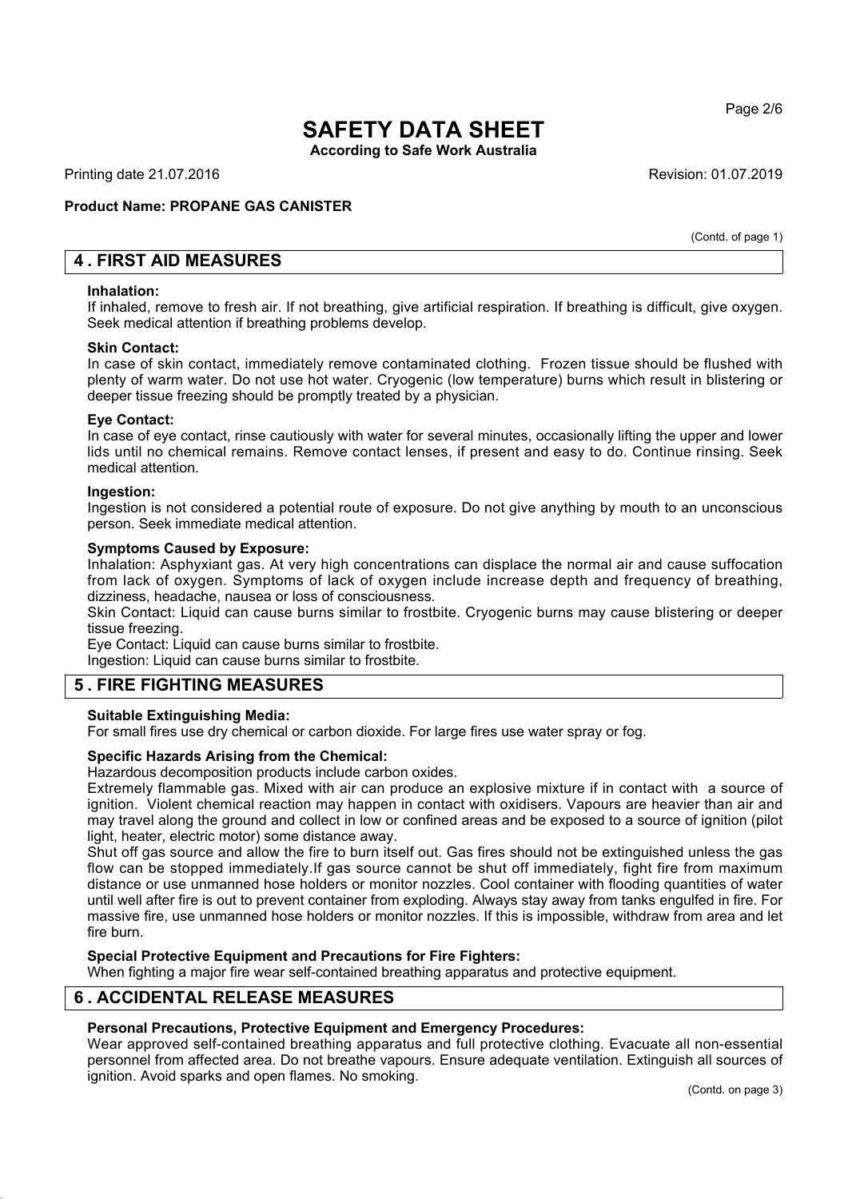# SAFETY DATA SHEET

**According to Safe Work Australia**

Printing date 21.07.2016 Revision: 01.07.2019

**Product Name: PROPANE GAS CANISTER**

(Contd. of page 1)

## 4 . FIRST AID MEASURES

**Inhalation:**
If inhaled, remove to fresh air. If not breathing, give artificial respiration. If breathing is difficult, give oxygen. Seek medical attention if breathing problems develop.

**Skin Contact:**
In case of skin contact, immediately remove contaminated clothing. Frozen tissue should be flushed with plenty of warm water. Do not use hot water. Cryogenic (low temperature) burns which result in blistering or deeper tissue freezing should be promptly treated by a physician.

**Eye Contact:**
In case of eye contact, rinse cautiously with water for several minutes, occasionally lifting the upper and lower lids until no chemical remains. Remove contact lenses, if present and easy to do. Continue rinsing. Seek medical attention.

**Ingestion:**
Ingestion is not considered a potential route of exposure. Do not give anything by mouth to an unconscious person. Seek immediate medical attention.

**Symptoms Caused by Exposure:**
Inhalation: Asphyxiant gas. At very high concentrations can displace the normal air and cause suffocation from lack of oxygen. Symptoms of lack of oxygen include increase depth and frequency of breathing, dizziness, headache, nausea or loss of consciousness.
Skin Contact: Liquid can cause burns similar to frostbite. Cryogenic burns may cause blistering or deeper tissue freezing.
Eye Contact: Liquid can cause burns similar to frostbite.
Ingestion: Liquid can cause burns similar to frostbite.

## 5 . FIRE FIGHTING MEASURES

**Suitable Extinguishing Media:**
For small fires use dry chemical or carbon dioxide. For large fires use water spray or fog.

**Specific Hazards Arising from the Chemical:**
Hazardous decomposition products include carbon oxides.
Extremely flammable gas. Mixed with air can produce an explosive mixture if in contact with a source of ignition. Violent chemical reaction may happen in contact with oxidisers. Vapours are heavier than air and may travel along the ground and collect in low or confined areas and be exposed to a source of ignition (pilot light, heater, electric motor) some distance away.
Shut off gas source and allow the fire to burn itself out. Gas fires should not be extinguished unless the gas flow can be stopped immediately.If gas source cannot be shut off immediately, fight fire from maximum distance or use unmanned hose holders or monitor nozzles. Cool container with flooding quantities of water until well after fire is out to prevent container from exploding. Always stay away from tanks engulfed in fire. For massive fire, use unmanned hose holders or monitor nozzles. If this is impossible, withdraw from area and let fire burn.

**Special Protective Equipment and Precautions for Fire Fighters:**
When fighting a major fire wear self-contained breathing apparatus and protective equipment.

## 6 . ACCIDENTAL RELEASE MEASURES

**Personal Precautions, Protective Equipment and Emergency Procedures:**
Wear approved self-contained breathing apparatus and full protective clothing. Evacuate all non-essential personnel from affected area. Do not breathe vapours. Ensure adequate ventilation. Extinguish all sources of ignition. Avoid sparks and open flames. No smoking.

(Contd. on page 3)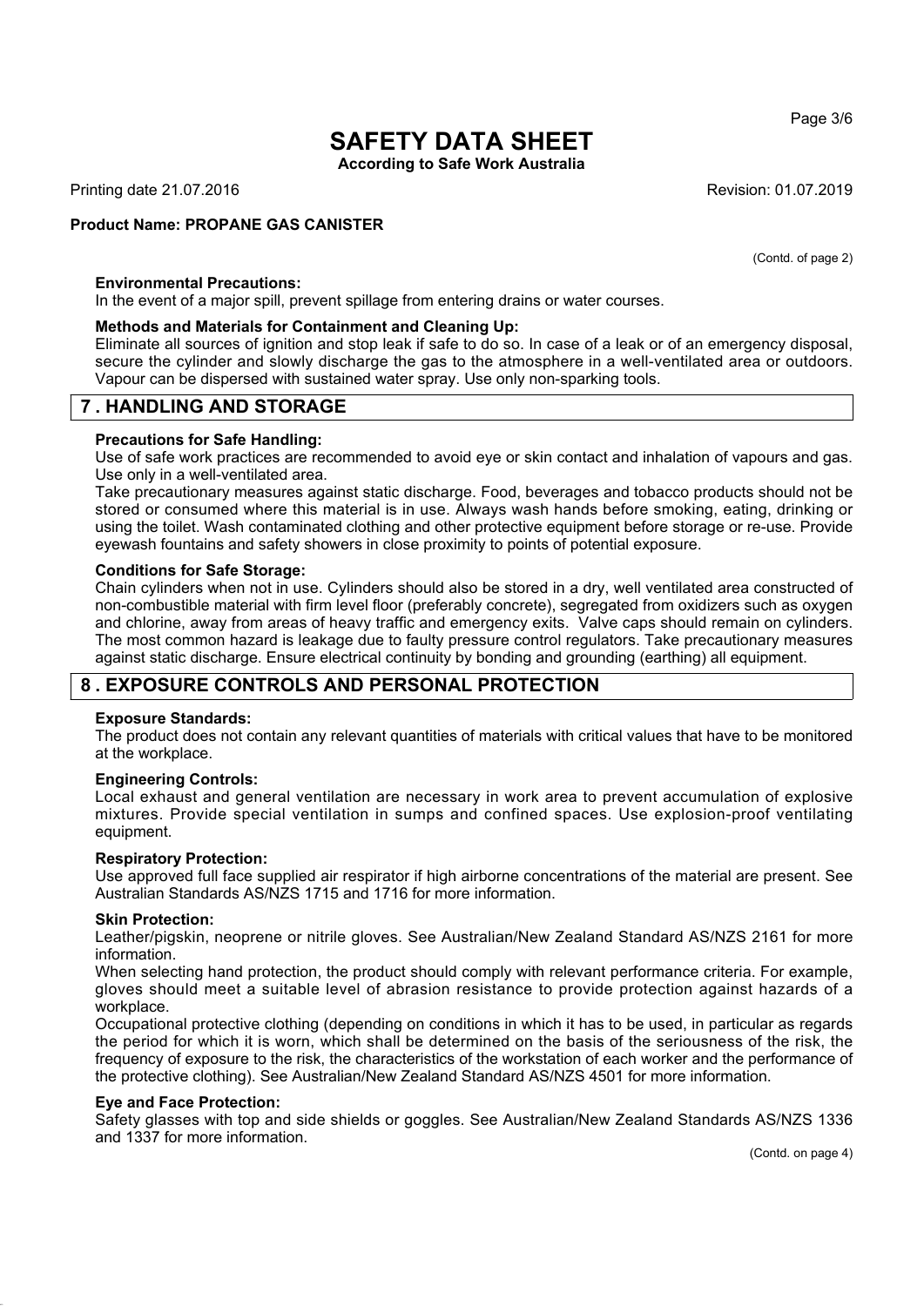(Contd. of page 2)

**Environmental Precautions:**
In the event of a major spill, prevent spillage from entering drains or water courses.

**Methods and Materials for Containment and Cleaning Up:**
Eliminate all sources of ignition and stop leak if safe to do so. In case of a leak or of an emergency disposal, secure the cylinder and slowly discharge the gas to the atmosphere in a well-ventilated area or outdoors. Vapour can be dispersed with sustained water spray. Use only non-sparking tools.

## 7 . HANDLING AND STORAGE

**Precautions for Safe Handling:**
Use of safe work practices are recommended to avoid eye or skin contact and inhalation of vapours and gas. Use only in a well-ventilated area.
Take precautionary measures against static discharge. Food, beverages and tobacco products should not be stored or consumed where this material is in use. Always wash hands before smoking, eating, drinking or using the toilet. Wash contaminated clothing and other protective equipment before storage or re-use. Provide eyewash fountains and safety showers in close proximity to points of potential exposure.

**Conditions for Safe Storage:**
Chain cylinders when not in use. Cylinders should also be stored in a dry, well ventilated area constructed of non-combustible material with firm level floor (preferably concrete), segregated from oxidizers such as oxygen and chlorine, away from areas of heavy traffic and emergency exits. Valve caps should remain on cylinders. The most common hazard is leakage due to faulty pressure control regulators. Take precautionary measures against static discharge. Ensure electrical continuity by bonding and grounding (earthing) all equipment.

## 8 . EXPOSURE CONTROLS AND PERSONAL PROTECTION

**Exposure Standards:**
The product does not contain any relevant quantities of materials with critical values that have to be monitored at the workplace.

**Engineering Controls:**
Local exhaust and general ventilation are necessary in work area to prevent accumulation of explosive mixtures. Provide special ventilation in sumps and confined spaces. Use explosion-proof ventilating equipment.

**Respiratory Protection:**
Use approved full face supplied air respirator if high airborne concentrations of the material are present. See Australian Standards AS/NZS 1715 and 1716 for more information.

**Skin Protection:**
Leather/pigskin, neoprene or nitrile gloves. See Australian/New Zealand Standard AS/NZS 2161 for more information.
When selecting hand protection, the product should comply with relevant performance criteria. For example, gloves should meet a suitable level of abrasion resistance to provide protection against hazards of a workplace.
Occupational protective clothing (depending on conditions in which it has to be used, in particular as regards the period for which it is worn, which shall be determined on the basis of the seriousness of the risk, the frequency of exposure to the risk, the characteristics of the workstation of each worker and the performance of the protective clothing). See Australian/New Zealand Standard AS/NZS 4501 for more information.

**Eye and Face Protection:**
Safety glasses with top and side shields or goggles. See Australian/New Zealand Standards AS/NZS 1336 and 1337 for more information.

(Contd. on page 4)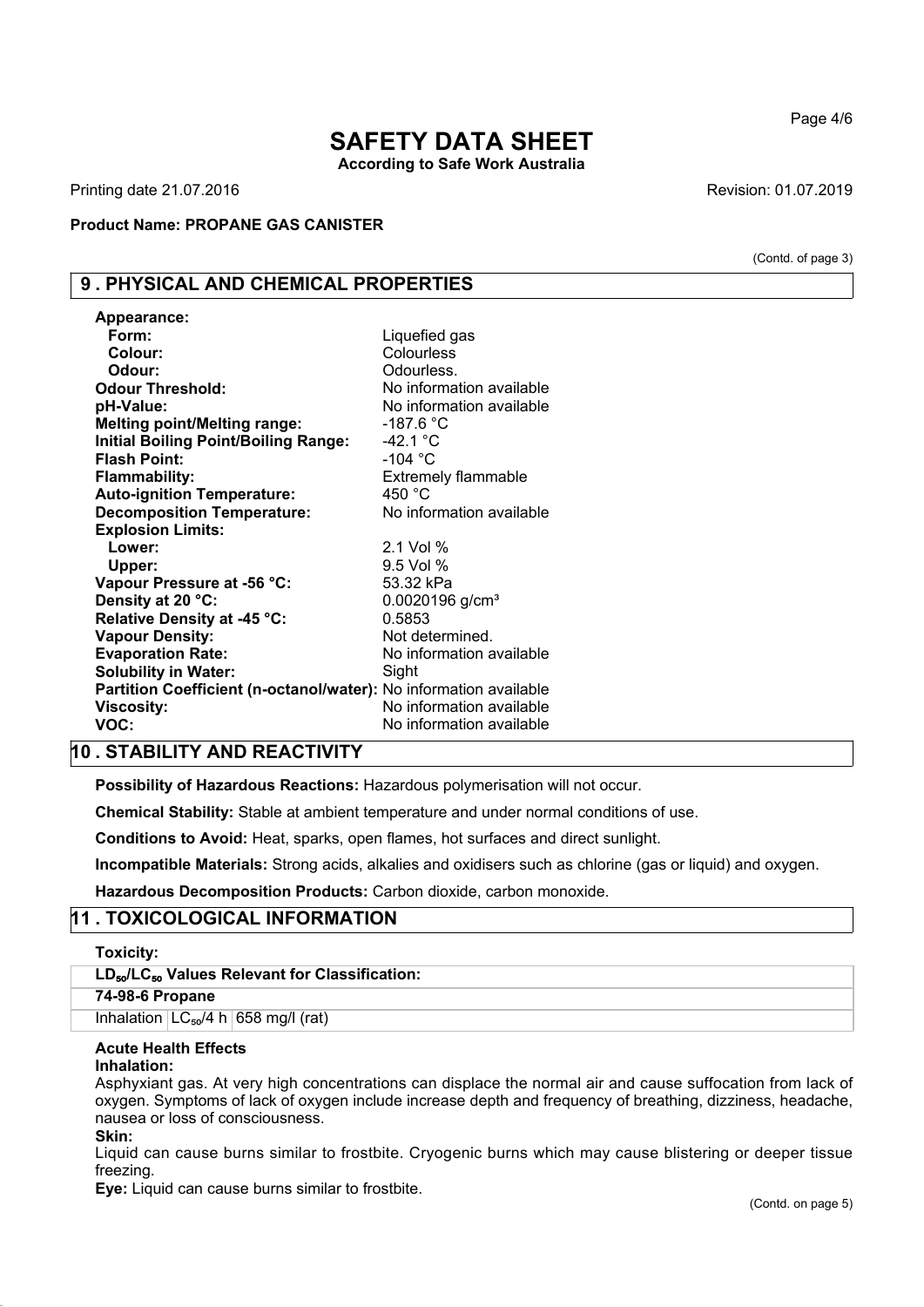# SAFETY DATA SHEET

**According to Safe Work Australia**

Printing date 21.07.2016 Revision: 01.07.2019

**Product Name: PROPANE GAS CANISTER**

(Contd. of page 3)

## 9 . PHYSICAL AND CHEMICAL PROPERTIES

| | |
|---|---|
| **Appearance:** | |
| **Form:** | Liquefied gas |
| **Colour:** | Colourless |
| **Odour:** | Odourless. |
| **Odour Threshold:** | No information available |
| **pH-Value:** | No information available |
| **Melting point/Melting range:** | -187.6 °C |
| **Initial Boiling Point/Boiling Range:** | -42.1 °C |
| **Flash Point:** | -104 °C |
| **Flammability:** | Extremely flammable |
| **Auto-ignition Temperature:** | 450 °C |
| **Decomposition Temperature:** | No information available |
| **Explosion Limits:** | |
| **Lower:** | 2.1 Vol % |
| **Upper:** | 9.5 Vol % |
| **Vapour Pressure at -56 °C:** | 53.32 kPa |
| **Density at 20 °C:** | 0.0020196 g/cm³ |
| **Relative Density at -45 °C:** | 0.5853 |
| **Vapour Density:** | Not determined. |
| **Evaporation Rate:** | No information available |
| **Solubility in Water:** | Sight |
| **Partition Coefficient (n-octanol/water):** | No information available |
| **Viscosity:** | No information available |
| **VOC:** | No information available |

## 10 . STABILITY AND REACTIVITY

**Possibility of Hazardous Reactions:** Hazardous polymerisation will not occur.

**Chemical Stability:** Stable at ambient temperature and under normal conditions of use.

**Conditions to Avoid:** Heat, sparks, open flames, hot surfaces and direct sunlight.

**Incompatible Materials:** Strong acids, alkalies and oxidisers such as chlorine (gas or liquid) and oxygen.

**Hazardous Decomposition Products:** Carbon dioxide, carbon monoxide.

## 11 . TOXICOLOGICAL INFORMATION

**Toxicity:**

| **$LD_{50}/LC_{50}$ Values Relevant for Classification:** | | |
|---|---|---|
| **74-98-6 Propane** | | |
| Inhalation | $LC_{50}$/4 h | 658 mg/l (rat) |

**Acute Health Effects**

**Inhalation:**

Asphyxiant gas. At very high concentrations can displace the normal air and cause suffocation from lack of oxygen. Symptoms of lack of oxygen include increase depth and frequency of breathing, dizziness, headache, nausea or loss of consciousness.

**Skin:**

Liquid can cause burns similar to frostbite. Cryogenic burns which may cause blistering or deeper tissue freezing.

**Eye:** Liquid can cause burns similar to frostbite.

(Contd. on page 5)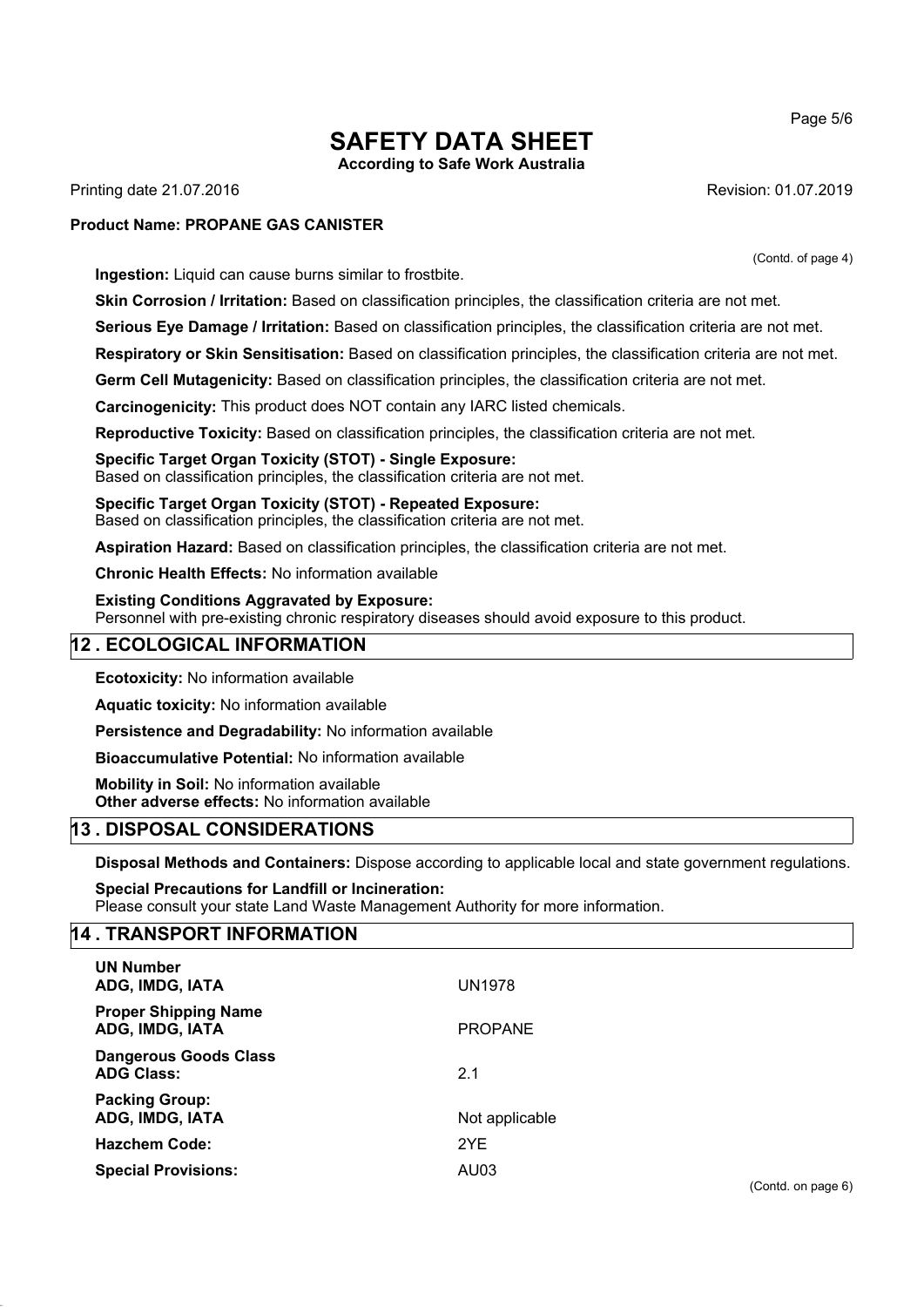(Contd. of page 4)

**Ingestion:** Liquid can cause burns similar to frostbite.

**Skin Corrosion / Irritation:** Based on classification principles, the classification criteria are not met.

**Serious Eye Damage / Irritation:** Based on classification principles, the classification criteria are not met.

**Respiratory or Skin Sensitisation:** Based on classification principles, the classification criteria are not met.

**Germ Cell Mutagenicity:** Based on classification principles, the classification criteria are not met.

**Carcinogenicity:** This product does NOT contain any IARC listed chemicals.

**Reproductive Toxicity:** Based on classification principles, the classification criteria are not met.

**Specific Target Organ Toxicity (STOT) - Single Exposure:**
Based on classification principles, the classification criteria are not met.

**Specific Target Organ Toxicity (STOT) - Repeated Exposure:**
Based on classification principles, the classification criteria are not met.

**Aspiration Hazard:** Based on classification principles, the classification criteria are not met.

**Chronic Health Effects:** No information available

**Existing Conditions Aggravated by Exposure:**
Personnel with pre-existing chronic respiratory diseases should avoid exposure to this product.

## 12 . ECOLOGICAL INFORMATION

**Ecotoxicity:** No information available

**Aquatic toxicity:** No information available

**Persistence and Degradability:** No information available

**Bioaccumulative Potential:** No information available

**Mobility in Soil:** No information available
**Other adverse effects:** No information available

## 13 . DISPOSAL CONSIDERATIONS

**Disposal Methods and Containers:** Dispose according to applicable local and state government regulations.

**Special Precautions for Landfill or Incineration:**
Please consult your state Land Waste Management Authority for more information.

## 14 . TRANSPORT INFORMATION

| | |
|---|---|
| **UN Number ADG, IMDG, IATA** | UN1978 |
| **Proper Shipping Name ADG, IMDG, IATA** | PROPANE |
| **Dangerous Goods Class ADG Class:** | 2.1 |
| **Packing Group: ADG, IMDG, IATA** | Not applicable |
| **Hazchem Code:** | 2YE |
| **Special Provisions:** | AU03 |

(Contd. on page 6)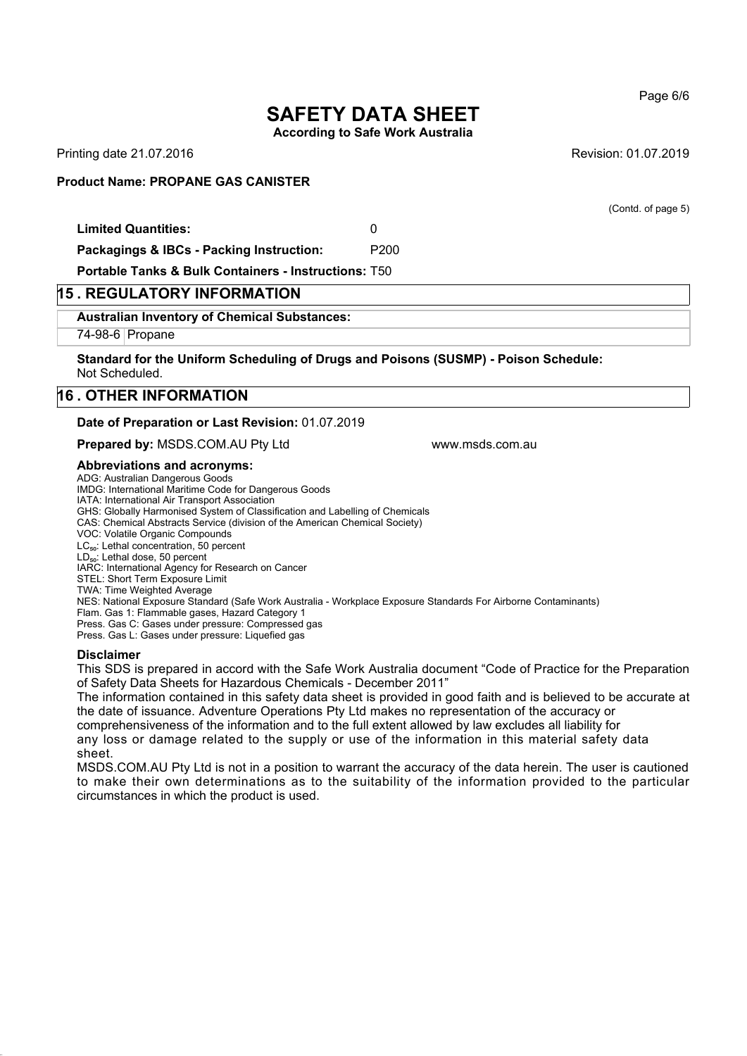(Contd. of page 5)

**Limited Quantities:** 0

**Packagings & IBCs - Packing Instruction:** P200

**Portable Tanks & Bulk Containers - Instructions:** T50

## 15 . REGULATORY INFORMATION

**Australian Inventory of Chemical Substances:**

| | |
|---|---|
| 74-98-6 | Propane |

**Standard for the Uniform Scheduling of Drugs and Poisons (SUSMP) - Poison Schedule:**
Not Scheduled.

## 16 . OTHER INFORMATION

**Date of Preparation or Last Revision:** 01.07.2019

**Prepared by:** MSDS.COM.AU Pty Ltd www.msds.com.au

**Abbreviations and acronyms:**

ADG: Australian Dangerous Goods
IMDG: International Maritime Code for Dangerous Goods
IATA: International Air Transport Association
GHS: Globally Harmonised System of Classification and Labelling of Chemicals
CAS: Chemical Abstracts Service (division of the American Chemical Society)
VOC: Volatile Organic Compounds
$LC_{50}$: Lethal concentration, 50 percent
$LD_{50}$: Lethal dose, 50 percent
IARC: International Agency for Research on Cancer
STEL: Short Term Exposure Limit
TWA: Time Weighted Average
NES: National Exposure Standard (Safe Work Australia - Workplace Exposure Standards For Airborne Contaminants)
Flam. Gas 1: Flammable gases, Hazard Category 1
Press. Gas C: Gases under pressure: Compressed gas
Press. Gas L: Gases under pressure: Liquefied gas

**Disclaimer**

This SDS is prepared in accord with the Safe Work Australia document "Code of Practice for the Preparation of Safety Data Sheets for Hazardous Chemicals - December 2011"

The information contained in this safety data sheet is provided in good faith and is believed to be accurate at the date of issuance. Adventure Operations Pty Ltd makes no representation of the accuracy or comprehensiveness of the information and to the full extent allowed by law excludes all liability for any loss or damage related to the supply or use of the information in this material safety data sheet.

MSDS.COM.AU Pty Ltd is not in a position to warrant the accuracy of the data herein. The user is cautioned to make their own determinations as to the suitability of the information provided to the particular circumstances in which the product is used.